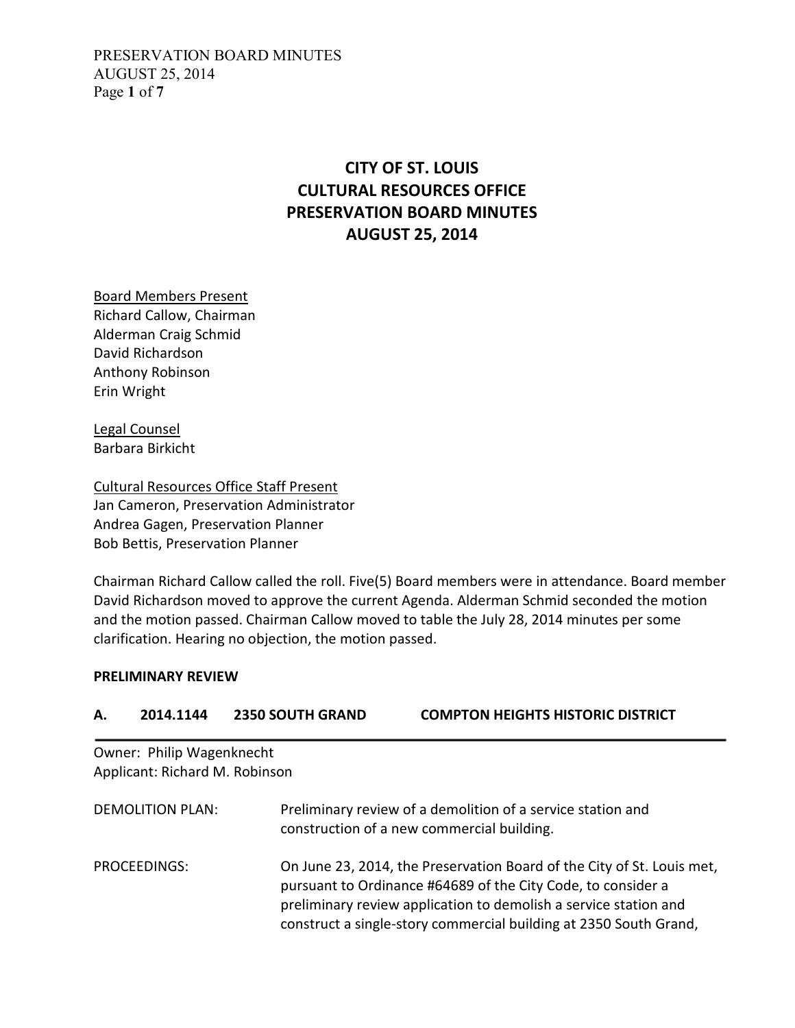# CITY OF ST. LOUIS
# CULTURAL RESOURCES OFFICE
# PRESERVATION BOARD MINUTES
# AUGUST 25, 2014

Board Members Present
Richard Callow, Chairman
Alderman Craig Schmid
David Richardson
Anthony Robinson
Erin Wright

Legal Counsel
Barbara Birkicht

Cultural Resources Office Staff Present
Jan Cameron, Preservation Administrator
Andrea Gagen, Preservation Planner
Bob Bettis, Preservation Planner

Chairman Richard Callow called the roll. Five(5) Board members were in attendance. Board member David Richardson moved to approve the current Agenda. Alderman Schmid seconded the motion and the motion passed. Chairman Callow moved to table the July 28, 2014 minutes per some clarification. Hearing no objection, the motion passed.

**PRELIMINARY REVIEW**

**A. 2014.1144 2350 SOUTH GRAND COMPTON HEIGHTS HISTORIC DISTRICT**

Owner: Philip Wagenknecht
Applicant: Richard M. Robinson

DEMOLITION PLAN: Preliminary review of a demolition of a service station and construction of a new commercial building.

PROCEEDINGS: On June 23, 2014, the Preservation Board of the City of St. Louis met, pursuant to Ordinance #64689 of the City Code, to consider a preliminary review application to demolish a service station and construct a single-story commercial building at 2350 South Grand,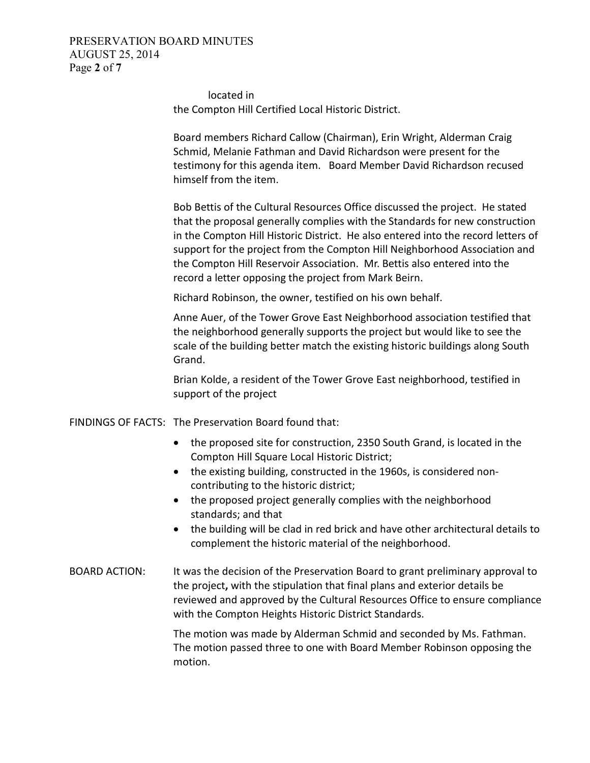located in
the Compton Hill Certified Local Historic District.

Board members Richard Callow (Chairman), Erin Wright, Alderman Craig Schmid, Melanie Fathman and David Richardson were present for the testimony for this agenda item. Board Member David Richardson recused himself from the item.

Bob Bettis of the Cultural Resources Office discussed the project. He stated that the proposal generally complies with the Standards for new construction in the Compton Hill Historic District. He also entered into the record letters of support for the project from the Compton Hill Neighborhood Association and the Compton Hill Reservoir Association. Mr. Bettis also entered into the record a letter opposing the project from Mark Beirn.

Richard Robinson, the owner, testified on his own behalf.

Anne Auer, of the Tower Grove East Neighborhood association testified that the neighborhood generally supports the project but would like to see the scale of the building better match the existing historic buildings along South Grand.

Brian Kolde, a resident of the Tower Grove East neighborhood, testified in support of the project

FINDINGS OF FACTS: The Preservation Board found that:

- the proposed site for construction, 2350 South Grand, is located in the Compton Hill Square Local Historic District;
- the existing building, constructed in the 1960s, is considered non-contributing to the historic district;
- the proposed project generally complies with the neighborhood standards; and that
- the building will be clad in red brick and have other architectural details to complement the historic material of the neighborhood.

BOARD ACTION: It was the decision of the Preservation Board to grant preliminary approval to the project**,** with the stipulation that final plans and exterior details be reviewed and approved by the Cultural Resources Office to ensure compliance with the Compton Heights Historic District Standards.

The motion was made by Alderman Schmid and seconded by Ms. Fathman. The motion passed three to one with Board Member Robinson opposing the motion.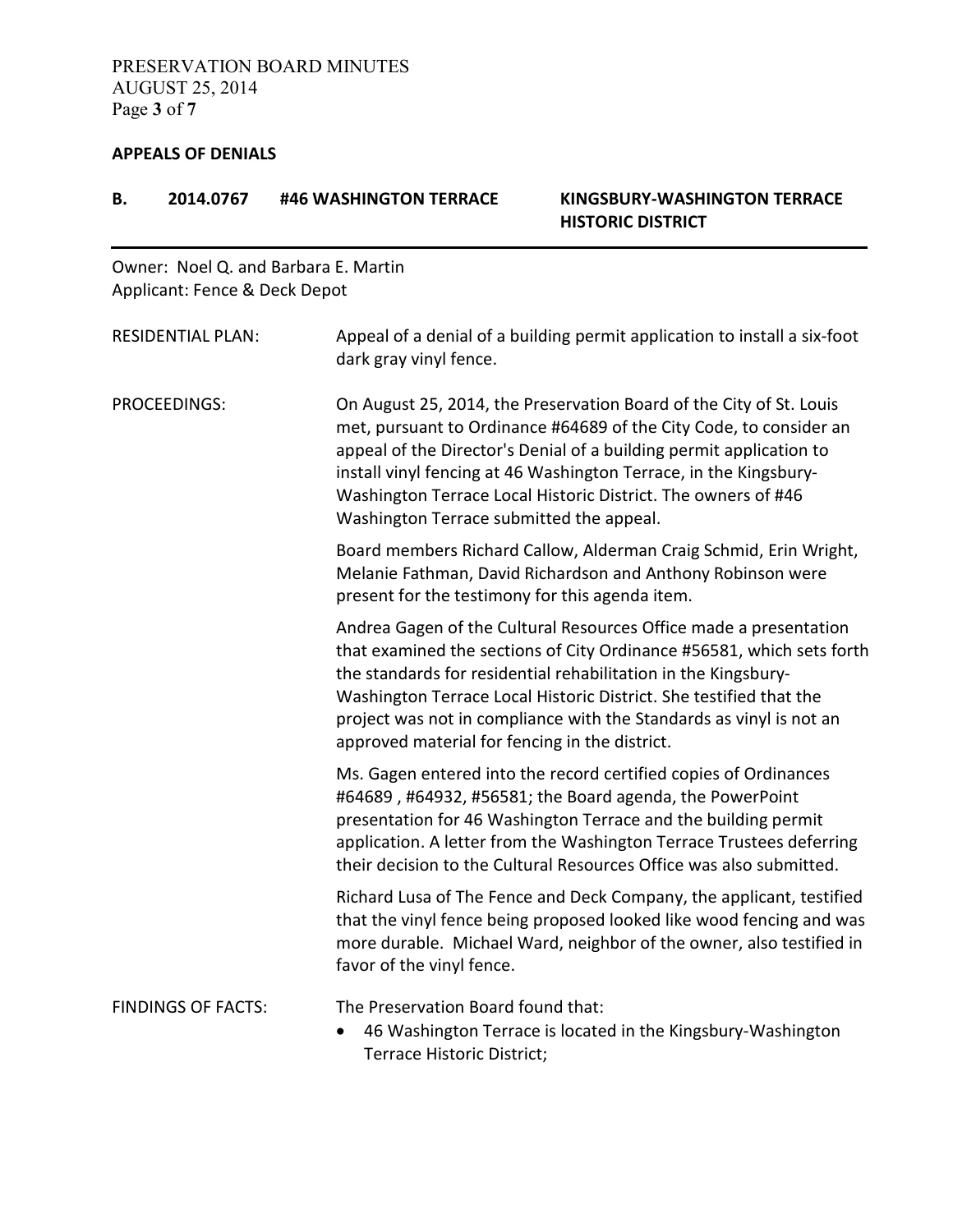## APPEALS OF DENIALS

### B. 2014.0767 #46 WASHINGTON TERRACE — KINGSBURY-WASHINGTON TERRACE HISTORIC DISTRICT

Owner: Noel Q. and Barbara E. Martin
Applicant: Fence & Deck Depot

**RESIDENTIAL PLAN:** Appeal of a denial of a building permit application to install a six-foot dark gray vinyl fence.

**PROCEEDINGS:** On August 25, 2014, the Preservation Board of the City of St. Louis met, pursuant to Ordinance #64689 of the City Code, to consider an appeal of the Director's Denial of a building permit application to install vinyl fencing at 46 Washington Terrace, in the Kingsbury-Washington Terrace Local Historic District. The owners of #46 Washington Terrace submitted the appeal.

Board members Richard Callow, Alderman Craig Schmid, Erin Wright, Melanie Fathman, David Richardson and Anthony Robinson were present for the testimony for this agenda item.

Andrea Gagen of the Cultural Resources Office made a presentation that examined the sections of City Ordinance #56581, which sets forth the standards for residential rehabilitation in the Kingsbury-Washington Terrace Local Historic District. She testified that the project was not in compliance with the Standards as vinyl is not an approved material for fencing in the district.

Ms. Gagen entered into the record certified copies of Ordinances #64689 , #64932, #56581; the Board agenda, the PowerPoint presentation for 46 Washington Terrace and the building permit application. A letter from the Washington Terrace Trustees deferring their decision to the Cultural Resources Office was also submitted.

Richard Lusa of The Fence and Deck Company, the applicant, testified that the vinyl fence being proposed looked like wood fencing and was more durable. Michael Ward, neighbor of the owner, also testified in favor of the vinyl fence.

**FINDINGS OF FACTS:** The Preservation Board found that:

- 46 Washington Terrace is located in the Kingsbury-Washington Terrace Historic District;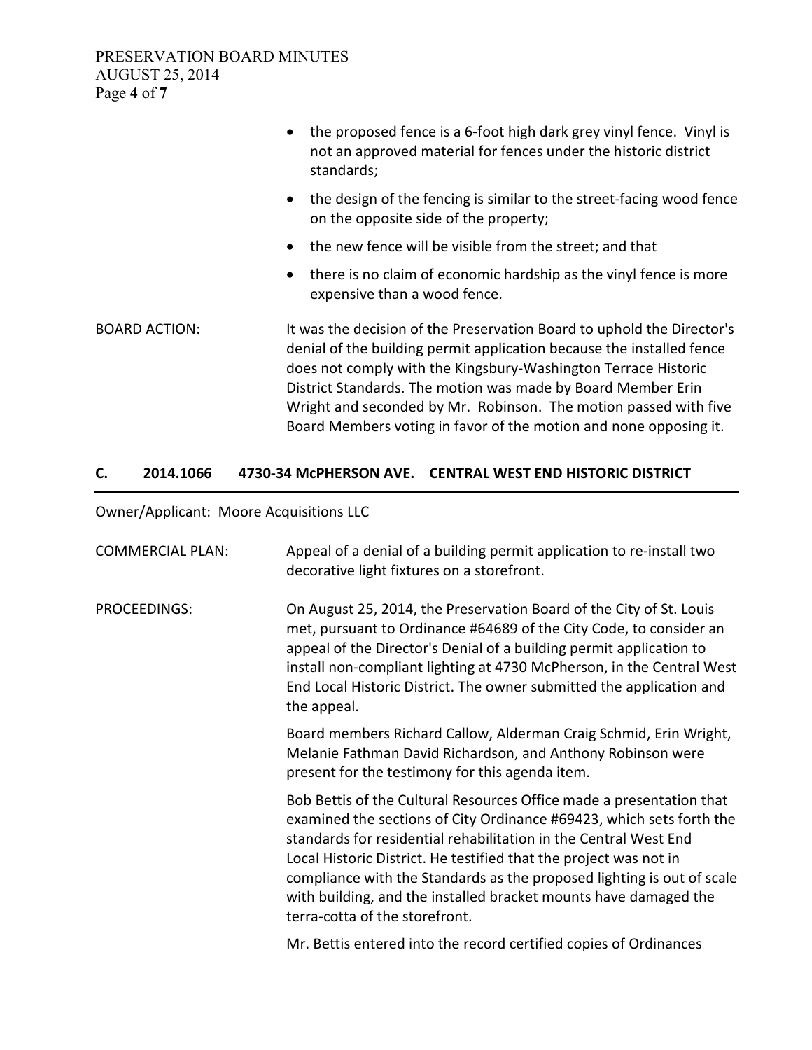- the proposed fence is a 6-foot high dark grey vinyl fence. Vinyl is not an approved material for fences under the historic district standards;
- the design of the fencing is similar to the street-facing wood fence on the opposite side of the property;
- the new fence will be visible from the street; and that
- there is no claim of economic hardship as the vinyl fence is more expensive than a wood fence.

BOARD ACTION: It was the decision of the Preservation Board to uphold the Director's denial of the building permit application because the installed fence does not comply with the Kingsbury-Washington Terrace Historic District Standards. The motion was made by Board Member Erin Wright and seconded by Mr. Robinson. The motion passed with five Board Members voting in favor of the motion and none opposing it.

## C. 2014.1066 4730-34 McPHERSON AVE. CENTRAL WEST END HISTORIC DISTRICT

Owner/Applicant: Moore Acquisitions LLC

COMMERCIAL PLAN: Appeal of a denial of a building permit application to re-install two decorative light fixtures on a storefront.

PROCEEDINGS: On August 25, 2014, the Preservation Board of the City of St. Louis met, pursuant to Ordinance #64689 of the City Code, to consider an appeal of the Director's Denial of a building permit application to install non-compliant lighting at 4730 McPherson, in the Central West End Local Historic District. The owner submitted the application and the appeal.

Board members Richard Callow, Alderman Craig Schmid, Erin Wright, Melanie Fathman David Richardson, and Anthony Robinson were present for the testimony for this agenda item.

Bob Bettis of the Cultural Resources Office made a presentation that examined the sections of City Ordinance #69423, which sets forth the standards for residential rehabilitation in the Central West End Local Historic District. He testified that the project was not in compliance with the Standards as the proposed lighting is out of scale with building, and the installed bracket mounts have damaged the terra-cotta of the storefront.

Mr. Bettis entered into the record certified copies of Ordinances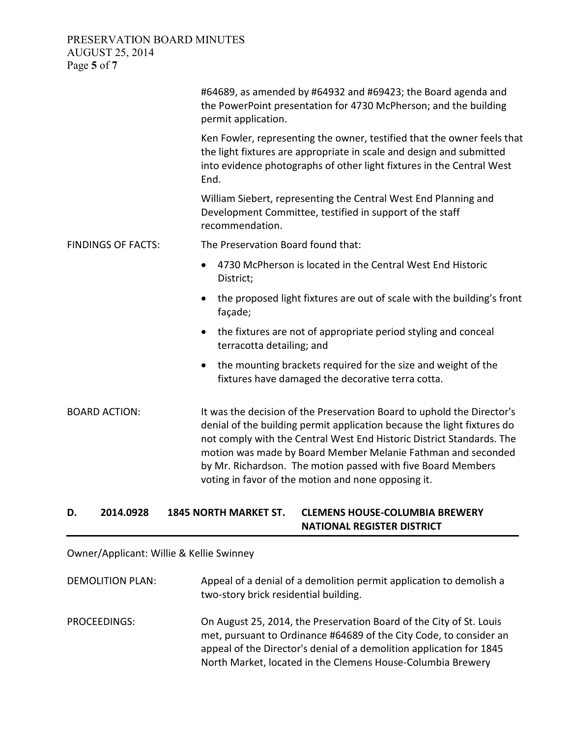#64689, as amended by #64932 and #69423; the Board agenda and the PowerPoint presentation for 4730 McPherson; and the building permit application.

Ken Fowler, representing the owner, testified that the owner feels that the light fixtures are appropriate in scale and design and submitted into evidence photographs of other light fixtures in the Central West End.

William Siebert, representing the Central West End Planning and Development Committee, testified in support of the staff recommendation.

FINDINGS OF FACTS: The Preservation Board found that:

- 4730 McPherson is located in the Central West End Historic District;
- the proposed light fixtures are out of scale with the building's front façade;
- the fixtures are not of appropriate period styling and conceal terracotta detailing; and
- the mounting brackets required for the size and weight of the fixtures have damaged the decorative terra cotta.

BOARD ACTION: It was the decision of the Preservation Board to uphold the Director's denial of the building permit application because the light fixtures do not comply with the Central West End Historic District Standards. The motion was made by Board Member Melanie Fathman and seconded by Mr. Richardson. The motion passed with five Board Members voting in favor of the motion and none opposing it.

## D. 2014.0928 1845 NORTH MARKET ST. CLEMENS HOUSE-COLUMBIA BREWERY NATIONAL REGISTER DISTRICT

Owner/Applicant: Willie & Kellie Swinney

DEMOLITION PLAN: Appeal of a denial of a demolition permit application to demolish a two-story brick residential building.

PROCEEDINGS: On August 25, 2014, the Preservation Board of the City of St. Louis met, pursuant to Ordinance #64689 of the City Code, to consider an appeal of the Director's denial of a demolition application for 1845 North Market, located in the Clemens House-Columbia Brewery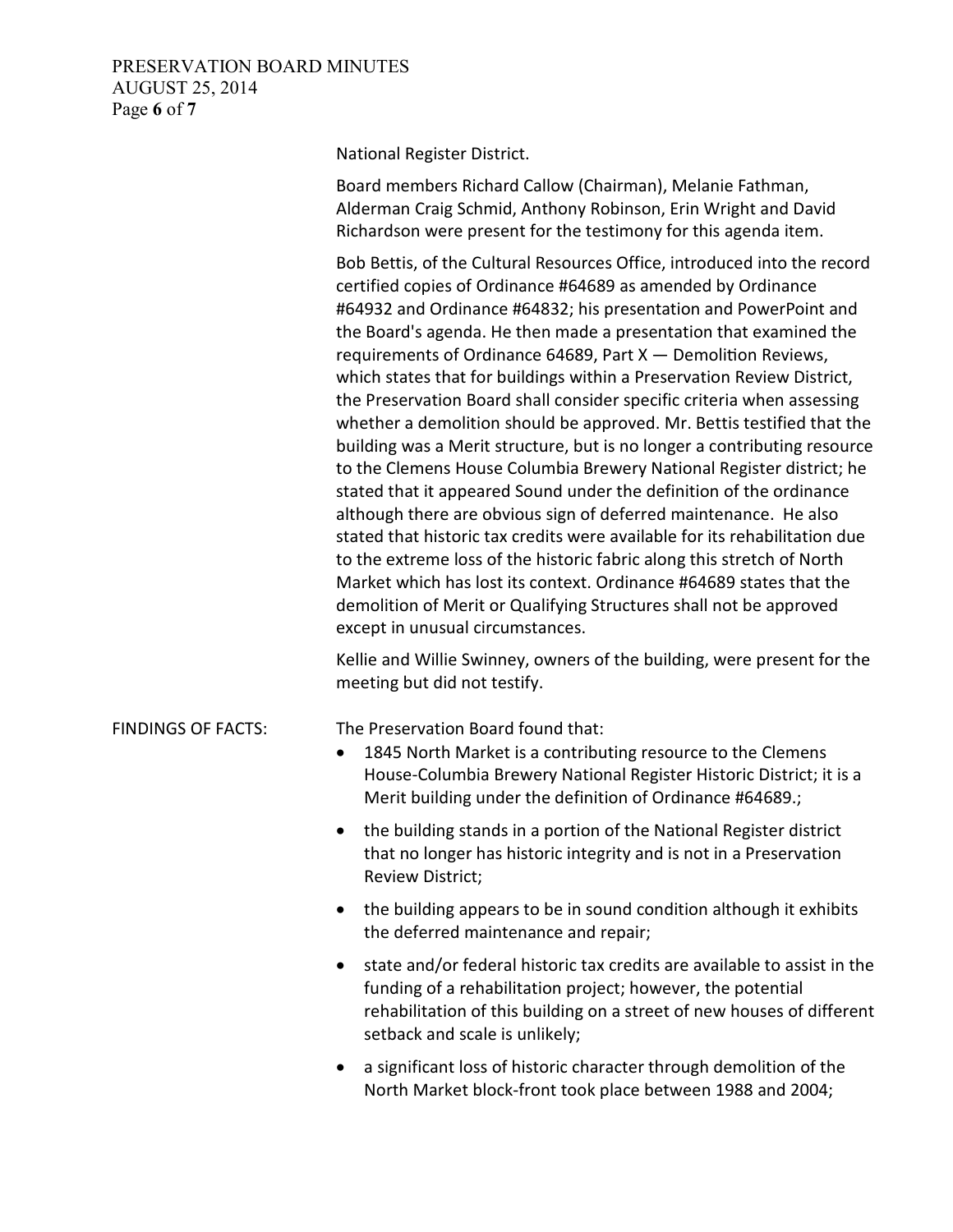National Register District.

Board members Richard Callow (Chairman), Melanie Fathman, Alderman Craig Schmid, Anthony Robinson, Erin Wright and David Richardson were present for the testimony for this agenda item.

Bob Bettis, of the Cultural Resources Office, introduced into the record certified copies of Ordinance #64689 as amended by Ordinance #64932 and Ordinance #64832; his presentation and PowerPoint and the Board's agenda. He then made a presentation that examined the requirements of Ordinance 64689, Part X — Demolition Reviews, which states that for buildings within a Preservation Review District, the Preservation Board shall consider specific criteria when assessing whether a demolition should be approved. Mr. Bettis testified that the building was a Merit structure, but is no longer a contributing resource to the Clemens House Columbia Brewery National Register district; he stated that it appeared Sound under the definition of the ordinance although there are obvious sign of deferred maintenance. He also stated that historic tax credits were available for its rehabilitation due to the extreme loss of the historic fabric along this stretch of North Market which has lost its context. Ordinance #64689 states that the demolition of Merit or Qualifying Structures shall not be approved except in unusual circumstances.

Kellie and Willie Swinney, owners of the building, were present for the meeting but did not testify.

FINDINGS OF FACTS: The Preservation Board found that:

- 1845 North Market is a contributing resource to the Clemens House-Columbia Brewery National Register Historic District; it is a Merit building under the definition of Ordinance #64689.;
- the building stands in a portion of the National Register district that no longer has historic integrity and is not in a Preservation Review District;
- the building appears to be in sound condition although it exhibits the deferred maintenance and repair;
- state and/or federal historic tax credits are available to assist in the funding of a rehabilitation project; however, the potential rehabilitation of this building on a street of new houses of different setback and scale is unlikely;
- a significant loss of historic character through demolition of the North Market block-front took place between 1988 and 2004;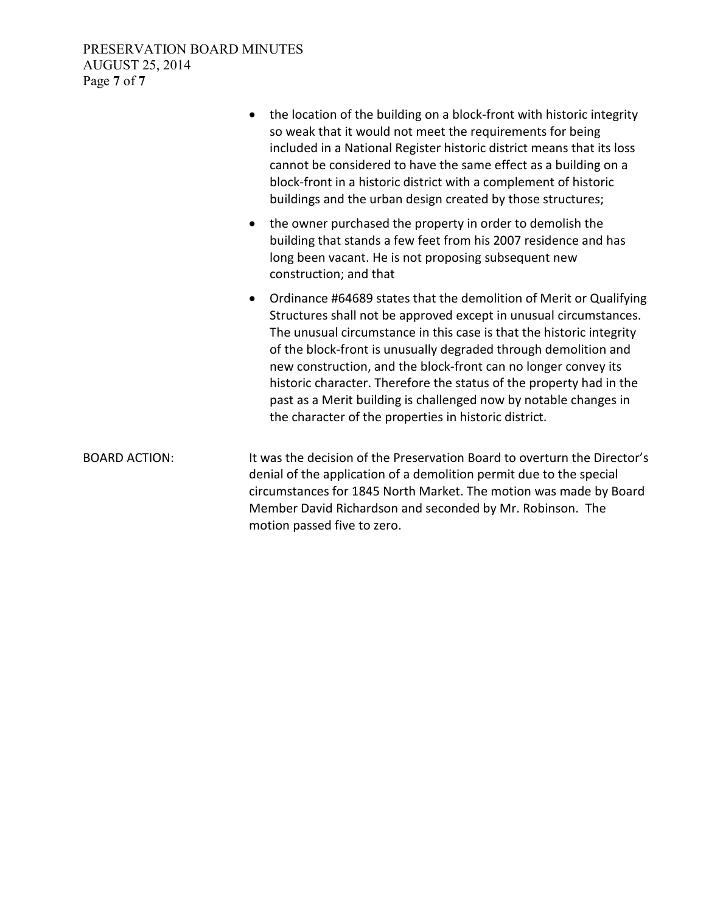- the location of the building on a block-front with historic integrity so weak that it would not meet the requirements for being included in a National Register historic district means that its loss cannot be considered to have the same effect as a building on a block-front in a historic district with a complement of historic buildings and the urban design created by those structures;
- the owner purchased the property in order to demolish the building that stands a few feet from his 2007 residence and has long been vacant. He is not proposing subsequent new construction; and that
- Ordinance #64689 states that the demolition of Merit or Qualifying Structures shall not be approved except in unusual circumstances. The unusual circumstance in this case is that the historic integrity of the block-front is unusually degraded through demolition and new construction, and the block-front can no longer convey its historic character. Therefore the status of the property had in the past as a Merit building is challenged now by notable changes in the character of the properties in historic district.

BOARD ACTION: It was the decision of the Preservation Board to overturn the Director's denial of the application of a demolition permit due to the special circumstances for 1845 North Market. The motion was made by Board Member David Richardson and seconded by Mr. Robinson. The motion passed five to zero.